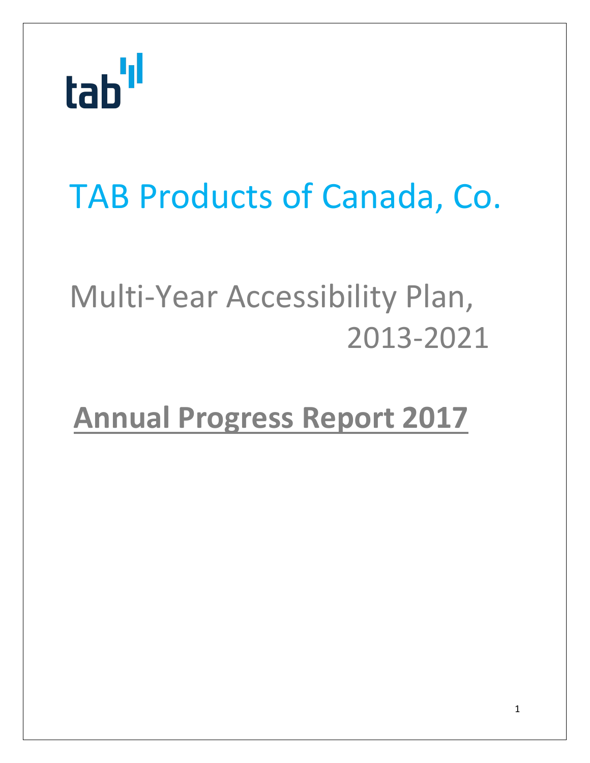tab

# TAB Products of Canada, Co.

## Multi-Year Accessibility Plan, 2013-2021

## **Annual Progress Report 2017**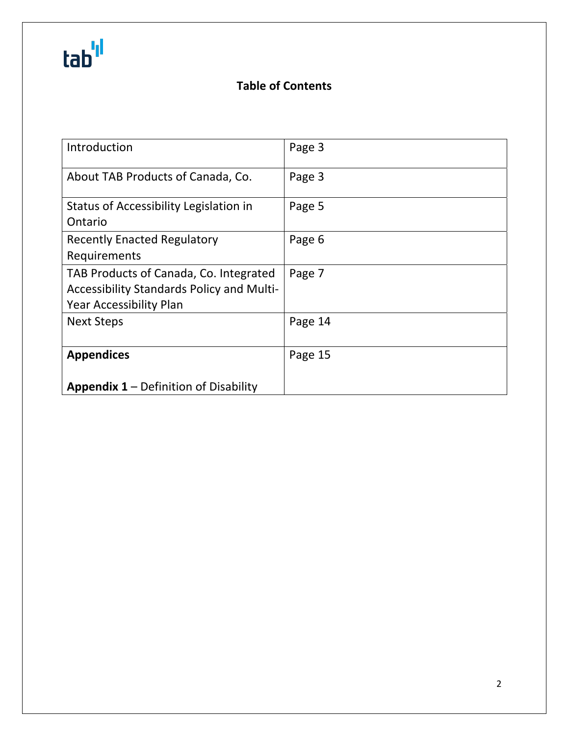tab

## Table of Contents

| | |
|---|---|
| Introduction | Page 3 |
| About TAB Products of Canada, Co. | Page 3 |
| Status of Accessibility Legislation in Ontario | Page 5 |
| Recently Enacted Regulatory Requirements | Page 6 |
| TAB Products of Canada, Co. Integrated Accessibility Standards Policy and Multi-Year Accessibility Plan | Page 7 |
| Next Steps | Page 14 |
| **Appendices**<br><br>**Appendix 1** – Definition of Disability | Page 15 |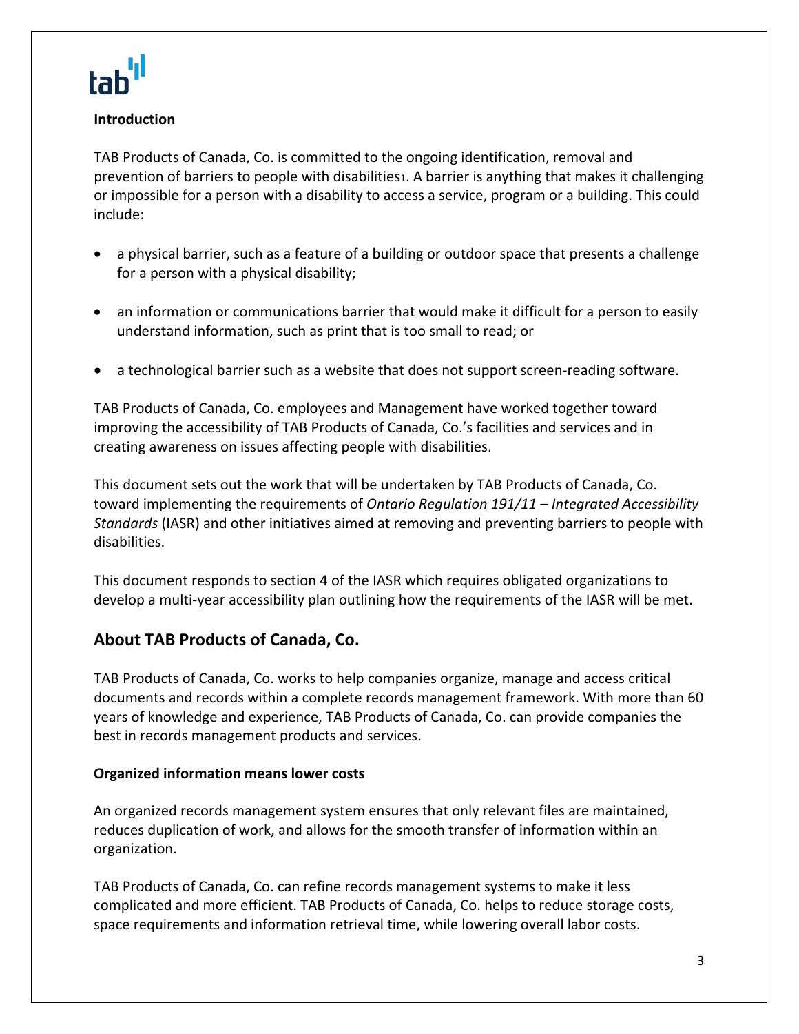**Introduction**

TAB Products of Canada, Co. is committed to the ongoing identification, removal and prevention of barriers to people with disabilities[1]. A barrier is anything that makes it challenging or impossible for a person with a disability to access a service, program or a building. This could include:

- a physical barrier, such as a feature of a building or outdoor space that presents a challenge for a person with a physical disability;
- an information or communications barrier that would make it difficult for a person to easily understand information, such as print that is too small to read; or
- a technological barrier such as a website that does not support screen-reading software.

TAB Products of Canada, Co. employees and Management have worked together toward improving the accessibility of TAB Products of Canada, Co.'s facilities and services and in creating awareness on issues affecting people with disabilities.

This document sets out the work that will be undertaken by TAB Products of Canada, Co. toward implementing the requirements of *Ontario Regulation 191/11 – Integrated Accessibility Standards* (IASR) and other initiatives aimed at removing and preventing barriers to people with disabilities.

This document responds to section 4 of the IASR which requires obligated organizations to develop a multi-year accessibility plan outlining how the requirements of the IASR will be met.

## About TAB Products of Canada, Co.

TAB Products of Canada, Co. works to help companies organize, manage and access critical documents and records within a complete records management framework. With more than 60 years of knowledge and experience, TAB Products of Canada, Co. can provide companies the best in records management products and services.

**Organized information means lower costs**

An organized records management system ensures that only relevant files are maintained, reduces duplication of work, and allows for the smooth transfer of information within an organization.

TAB Products of Canada, Co. can refine records management systems to make it less complicated and more efficient. TAB Products of Canada, Co. helps to reduce storage costs, space requirements and information retrieval time, while lowering overall labor costs.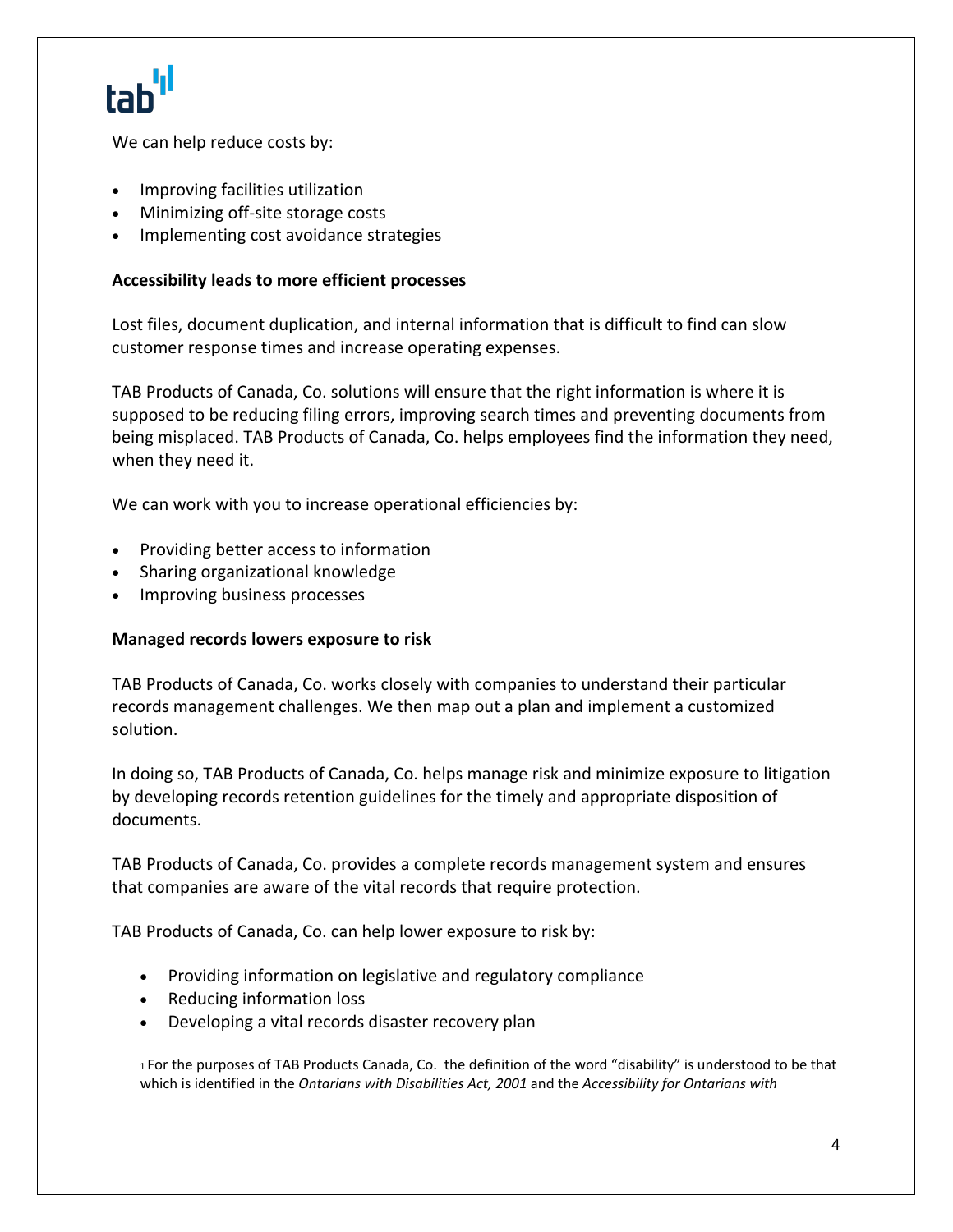We can help reduce costs by:

- Improving facilities utilization
- Minimizing off-site storage costs
- Implementing cost avoidance strategies

**Accessibility leads to more efficient processes**

Lost files, document duplication, and internal information that is difficult to find can slow customer response times and increase operating expenses.

TAB Products of Canada, Co. solutions will ensure that the right information is where it is supposed to be reducing filing errors, improving search times and preventing documents from being misplaced. TAB Products of Canada, Co. helps employees find the information they need, when they need it.

We can work with you to increase operational efficiencies by:

- Providing better access to information
- Sharing organizational knowledge
- Improving business processes

**Managed records lowers exposure to risk**

TAB Products of Canada, Co. works closely with companies to understand their particular records management challenges. We then map out a plan and implement a customized solution.

In doing so, TAB Products of Canada, Co. helps manage risk and minimize exposure to litigation by developing records retention guidelines for the timely and appropriate disposition of documents.

TAB Products of Canada, Co. provides a complete records management system and ensures that companies are aware of the vital records that require protection.

TAB Products of Canada, Co. can help lower exposure to risk by:

- Providing information on legislative and regulatory compliance
- Reducing information loss
- Developing a vital records disaster recovery plan

[1] For the purposes of TAB Products Canada, Co. the definition of the word "disability" is understood to be that which is identified in the *Ontarians with Disabilities Act, 2001* and the *Accessibility for Ontarians with*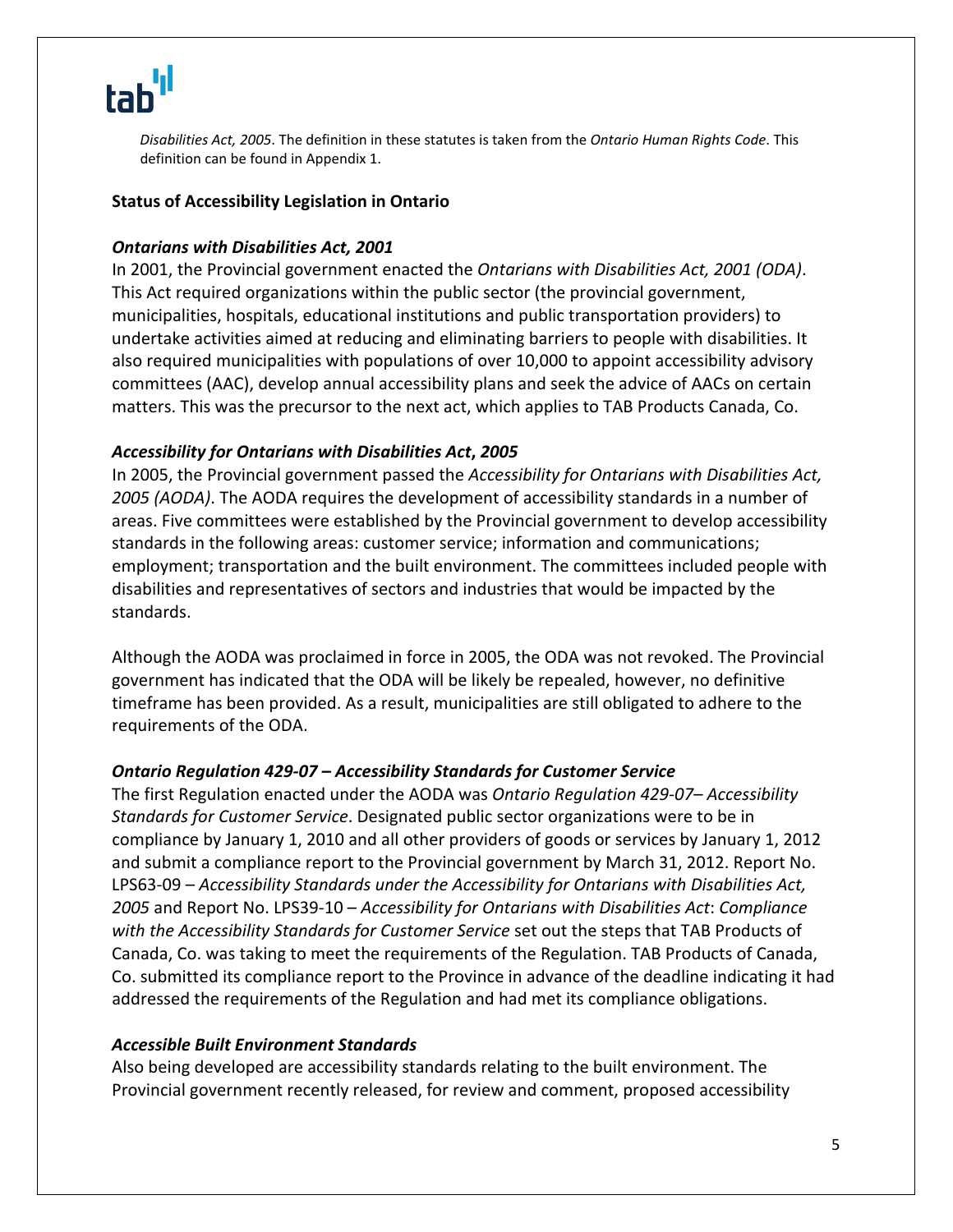*Disabilities Act, 2005*. The definition in these statutes is taken from the *Ontario Human Rights Code*. This definition can be found in Appendix 1.

**Status of Accessibility Legislation in Ontario**

***Ontarians with Disabilities Act, 2001***

In 2001, the Provincial government enacted the *Ontarians with Disabilities Act, 2001 (ODA)*. This Act required organizations within the public sector (the provincial government, municipalities, hospitals, educational institutions and public transportation providers) to undertake activities aimed at reducing and eliminating barriers to people with disabilities. It also required municipalities with populations of over 10,000 to appoint accessibility advisory committees (AAC), develop annual accessibility plans and seek the advice of AACs on certain matters. This was the precursor to the next act, which applies to TAB Products Canada, Co.

***Accessibility for Ontarians with Disabilities Act, 2005***

In 2005, the Provincial government passed the *Accessibility for Ontarians with Disabilities Act, 2005 (AODA)*. The AODA requires the development of accessibility standards in a number of areas. Five committees were established by the Provincial government to develop accessibility standards in the following areas: customer service; information and communications; employment; transportation and the built environment. The committees included people with disabilities and representatives of sectors and industries that would be impacted by the standards.

Although the AODA was proclaimed in force in 2005, the ODA was not revoked. The Provincial government has indicated that the ODA will be likely be repealed, however, no definitive timeframe has been provided. As a result, municipalities are still obligated to adhere to the requirements of the ODA.

***Ontario Regulation 429-07 – Accessibility Standards for Customer Service***

The first Regulation enacted under the AODA was *Ontario Regulation 429-07– Accessibility Standards for Customer Service*. Designated public sector organizations were to be in compliance by January 1, 2010 and all other providers of goods or services by January 1, 2012 and submit a compliance report to the Provincial government by March 31, 2012. Report No. LPS63-09 – *Accessibility Standards under the Accessibility for Ontarians with Disabilities Act, 2005* and Report No. LPS39-10 – *Accessibility for Ontarians with Disabilities Act*: *Compliance with the Accessibility Standards for Customer Service* set out the steps that TAB Products of Canada, Co. was taking to meet the requirements of the Regulation. TAB Products of Canada, Co. submitted its compliance report to the Province in advance of the deadline indicating it had addressed the requirements of the Regulation and had met its compliance obligations.

***Accessible Built Environment Standards***

Also being developed are accessibility standards relating to the built environment. The Provincial government recently released, for review and comment, proposed accessibility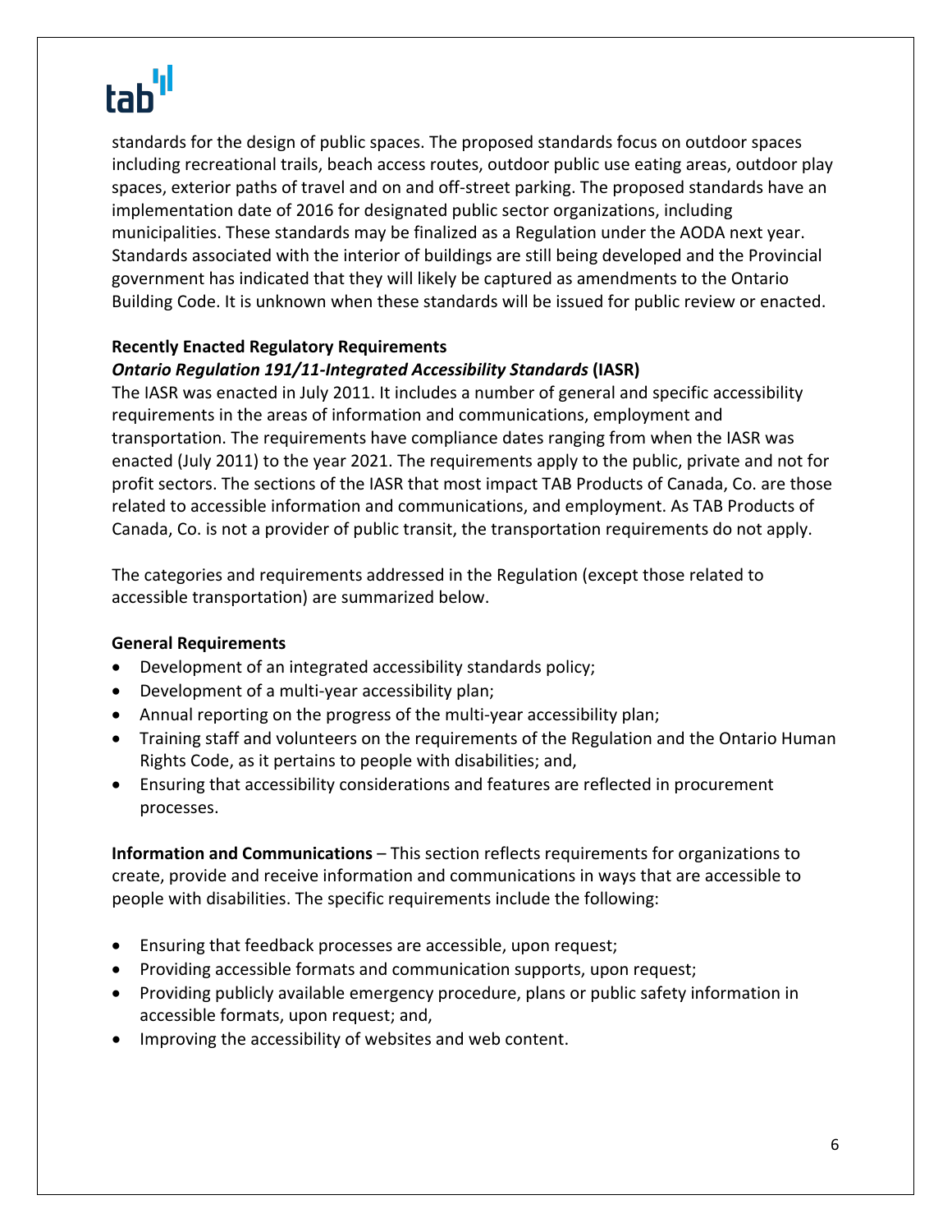standards for the design of public spaces. The proposed standards focus on outdoor spaces including recreational trails, beach access routes, outdoor public use eating areas, outdoor play spaces, exterior paths of travel and on and off-street parking. The proposed standards have an implementation date of 2016 for designated public sector organizations, including municipalities. These standards may be finalized as a Regulation under the AODA next year. Standards associated with the interior of buildings are still being developed and the Provincial government has indicated that they will likely be captured as amendments to the Ontario Building Code. It is unknown when these standards will be issued for public review or enacted.

**Recently Enacted Regulatory Requirements**

***Ontario Regulation 191/11-Integrated Accessibility Standards*** **(IASR)**

The IASR was enacted in July 2011. It includes a number of general and specific accessibility requirements in the areas of information and communications, employment and transportation. The requirements have compliance dates ranging from when the IASR was enacted (July 2011) to the year 2021. The requirements apply to the public, private and not for profit sectors. The sections of the IASR that most impact TAB Products of Canada, Co. are those related to accessible information and communications, and employment. As TAB Products of Canada, Co. is not a provider of public transit, the transportation requirements do not apply.

The categories and requirements addressed in the Regulation (except those related to accessible transportation) are summarized below.

**General Requirements**

- Development of an integrated accessibility standards policy;
- Development of a multi-year accessibility plan;
- Annual reporting on the progress of the multi-year accessibility plan;
- Training staff and volunteers on the requirements of the Regulation and the Ontario Human Rights Code, as it pertains to people with disabilities; and,
- Ensuring that accessibility considerations and features are reflected in procurement processes.

**Information and Communications** – This section reflects requirements for organizations to create, provide and receive information and communications in ways that are accessible to people with disabilities. The specific requirements include the following:

- Ensuring that feedback processes are accessible, upon request;
- Providing accessible formats and communication supports, upon request;
- Providing publicly available emergency procedure, plans or public safety information in accessible formats, upon request; and,
- Improving the accessibility of websites and web content.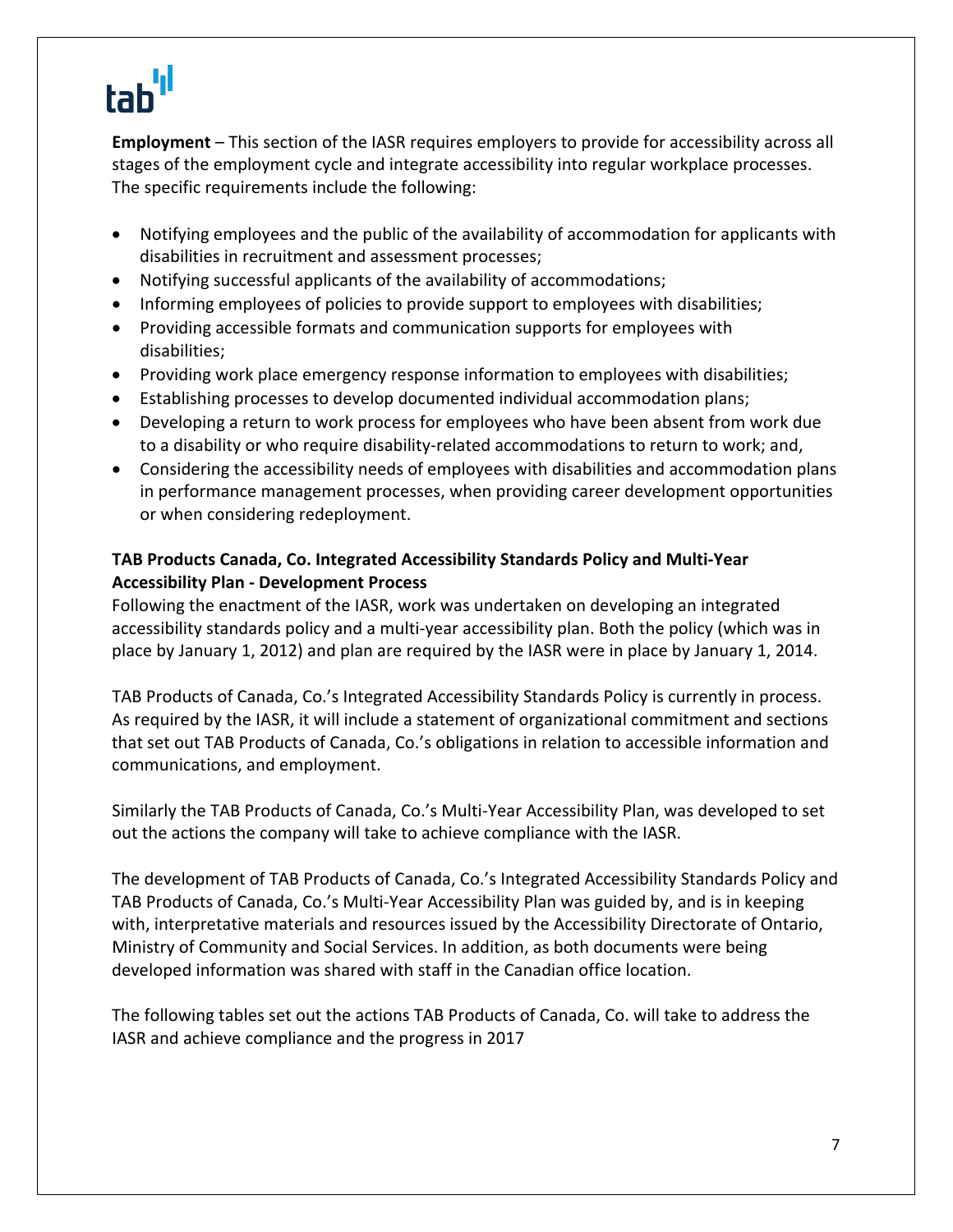**Employment** – This section of the IASR requires employers to provide for accessibility across all stages of the employment cycle and integrate accessibility into regular workplace processes. The specific requirements include the following:

- Notifying employees and the public of the availability of accommodation for applicants with disabilities in recruitment and assessment processes;
- Notifying successful applicants of the availability of accommodations;
- Informing employees of policies to provide support to employees with disabilities;
- Providing accessible formats and communication supports for employees with disabilities;
- Providing work place emergency response information to employees with disabilities;
- Establishing processes to develop documented individual accommodation plans;
- Developing a return to work process for employees who have been absent from work due to a disability or who require disability-related accommodations to return to work; and,
- Considering the accessibility needs of employees with disabilities and accommodation plans in performance management processes, when providing career development opportunities or when considering redeployment.

**TAB Products Canada, Co. Integrated Accessibility Standards Policy and Multi-Year Accessibility Plan - Development Process**

Following the enactment of the IASR, work was undertaken on developing an integrated accessibility standards policy and a multi-year accessibility plan. Both the policy (which was in place by January 1, 2012) and plan are required by the IASR were in place by January 1, 2014.

TAB Products of Canada, Co.'s Integrated Accessibility Standards Policy is currently in process. As required by the IASR, it will include a statement of organizational commitment and sections that set out TAB Products of Canada, Co.'s obligations in relation to accessible information and communications, and employment.

Similarly the TAB Products of Canada, Co.'s Multi-Year Accessibility Plan, was developed to set out the actions the company will take to achieve compliance with the IASR.

The development of TAB Products of Canada, Co.'s Integrated Accessibility Standards Policy and TAB Products of Canada, Co.'s Multi-Year Accessibility Plan was guided by, and is in keeping with, interpretative materials and resources issued by the Accessibility Directorate of Ontario, Ministry of Community and Social Services. In addition, as both documents were being developed information was shared with staff in the Canadian office location.

The following tables set out the actions TAB Products of Canada, Co. will take to address the IASR and achieve compliance and the progress in 2017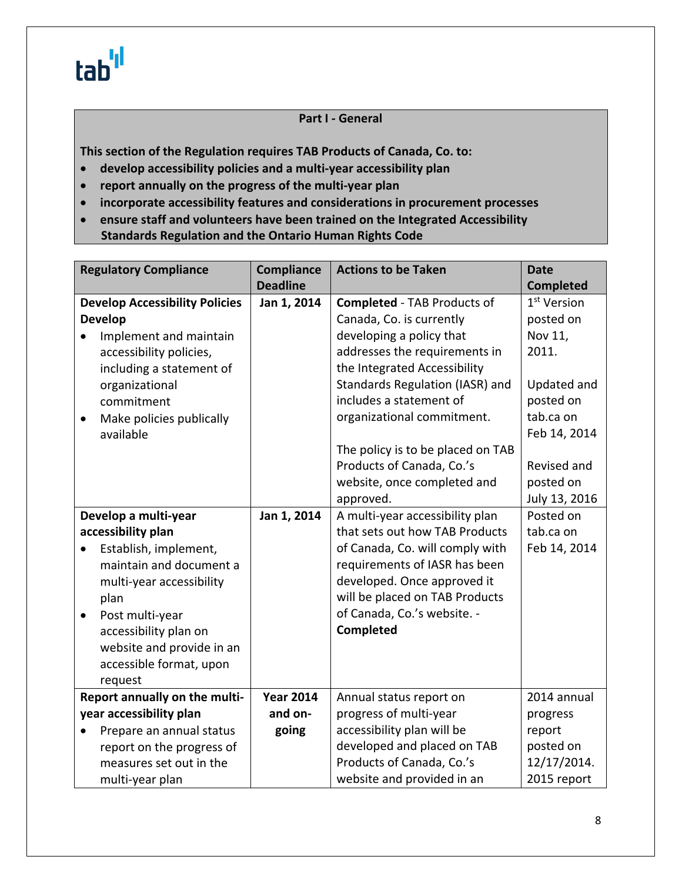tab

| **Part I - General** |
|---|
| **This section of the Regulation requires TAB Products of Canada, Co. to:**<br>• **develop accessibility policies and a multi-year accessibility plan**<br>• **report annually on the progress of the multi-year plan**<br>• **incorporate accessibility features and considerations in procurement processes**<br>• **ensure staff and volunteers have been trained on the Integrated Accessibility Standards Regulation and the Ontario Human Rights Code** |

| Regulatory Compliance | Compliance Deadline | Actions to be Taken | Date Completed |
|---|---|---|---|
| **Develop Accessibility Policies Develop**<br>• Implement and maintain accessibility policies, including a statement of organizational commitment<br>• Make policies publically available | **Jan 1, 2014** | **Completed** - TAB Products of Canada, Co. is currently developing a policy that addresses the requirements in the Integrated Accessibility Standards Regulation (IASR) and includes a statement of organizational commitment.<br><br>The policy is to be placed on TAB Products of Canada, Co.'s website, once completed and approved. | 1st Version posted on Nov 11, 2011.<br><br>Updated and posted on tab.ca on Feb 14, 2014<br><br>Revised and posted on July 13, 2016 |
| **Develop a multi-year accessibility plan**<br>• Establish, implement, maintain and document a multi-year accessibility plan<br>• Post multi-year accessibility plan on website and provide in an accessible format, upon request | **Jan 1, 2014** | A multi-year accessibility plan that sets out how TAB Products of Canada, Co. will comply with requirements of IASR has been developed. Once approved it will be placed on TAB Products of Canada, Co.'s website. - **Completed** | Posted on tab.ca on Feb 14, 2014 |
| **Report annually on the multi-year accessibility plan**<br>• Prepare an annual status report on the progress of measures set out in the multi-year plan | **Year 2014 and on-going** | Annual status report on progress of multi-year accessibility plan will be developed and placed on TAB Products of Canada, Co.'s website and provided in an | 2014 annual progress report posted on 12/17/2014. 2015 report |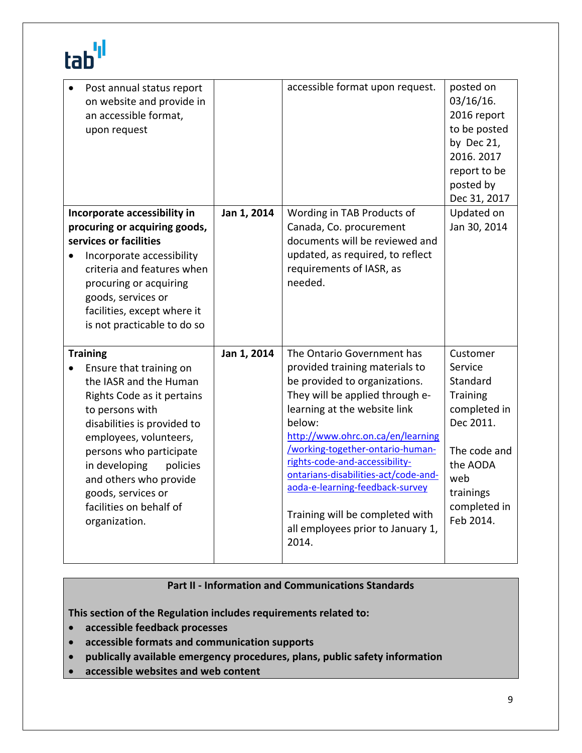| | | | |
|---|---|---|---|
| • Post annual status report on website and provide in an accessible format, upon request | | accessible format upon request. | posted on 03/16/16. 2016 report to be posted by Dec 21, 2016. 2017 report to be posted by Dec 31, 2017 |
| **Incorporate accessibility in procuring or acquiring goods, services or facilities**<br>• Incorporate accessibility criteria and features when procuring or acquiring goods, services or facilities, except where it is not practicable to do so | **Jan 1, 2014** | Wording in TAB Products of Canada, Co. procurement documents will be reviewed and updated, as required, to reflect requirements of IASR, as needed. | Updated on Jan 30, 2014 |
| **Training**<br>• Ensure that training on the IASR and the Human Rights Code as it pertains to persons with disabilities is provided to employees, volunteers, persons who participate in developing policies and others who provide goods, services or facilities on behalf of organization. | **Jan 1, 2014** | The Ontario Government has provided training materials to be provided to organizations. They will be applied through e-learning at the website link below:<br>http://www.ohrc.on.ca/en/learning/working-together-ontario-human-rights-code-and-accessibility-ontarians-disabilities-act/code-and-aoda-e-learning-feedback-survey<br><br>Training will be completed with all employees prior to January 1, 2014. | Customer Service Standard Training completed in Dec 2011.<br><br>The code and the AODA web trainings completed in Feb 2014. |

**Part II - Information and Communications Standards**

**This section of the Regulation includes requirements related to:**

- **accessible feedback processes**
- **accessible formats and communication supports**
- **publically available emergency procedures, plans, public safety information**
- **accessible websites and web content**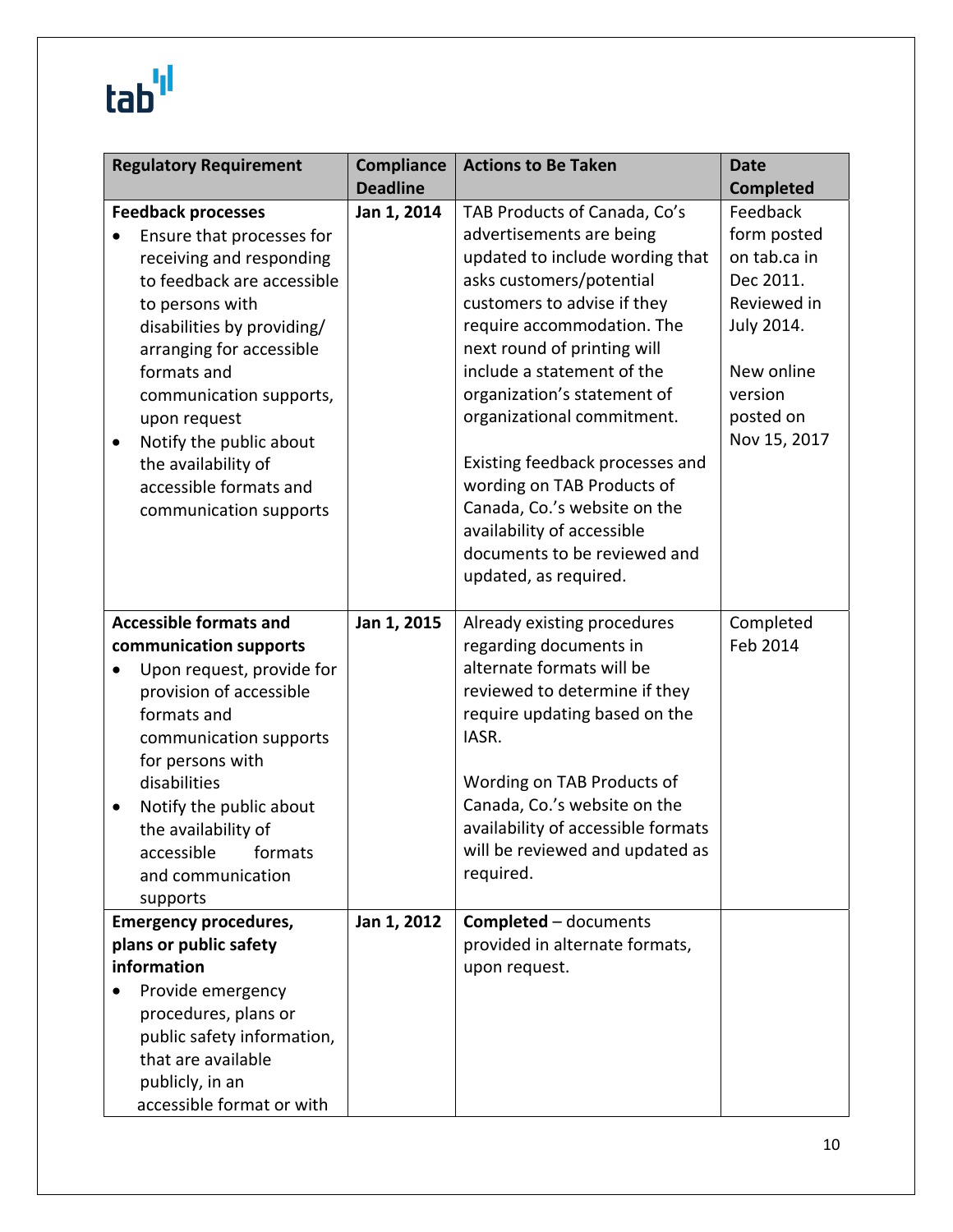| Regulatory Requirement | Compliance Deadline | Actions to Be Taken | Date Completed |
|---|---|---|---|
| **Feedback processes**<br>• Ensure that processes for receiving and responding to feedback are accessible to persons with disabilities by providing/ arranging for accessible formats and communication supports, upon request<br>• Notify the public about the availability of accessible formats and communication supports | **Jan 1, 2014** | TAB Products of Canada, Co's advertisements are being updated to include wording that asks customers/potential customers to advise if they require accommodation. The next round of printing will include a statement of the organization's statement of organizational commitment.<br><br>Existing feedback processes and wording on TAB Products of Canada, Co.'s website on the availability of accessible documents to be reviewed and updated, as required. | Feedback form posted on tab.ca in Dec 2011. Reviewed in July 2014.<br><br>New online version posted on Nov 15, 2017 |
| **Accessible formats and communication supports**<br>• Upon request, provide for provision of accessible formats and communication supports for persons with disabilities<br>• Notify the public about the availability of accessible formats and communication supports | **Jan 1, 2015** | Already existing procedures regarding documents in alternate formats will be reviewed to determine if they require updating based on the IASR.<br><br>Wording on TAB Products of Canada, Co.'s website on the availability of accessible formats will be reviewed and updated as required. | Completed Feb 2014 |
| **Emergency procedures, plans or public safety information**<br>• Provide emergency procedures, plans or public safety information, that are available publicly, in an accessible format or with | **Jan 1, 2012** | **Completed** – documents provided in alternate formats, upon request. | |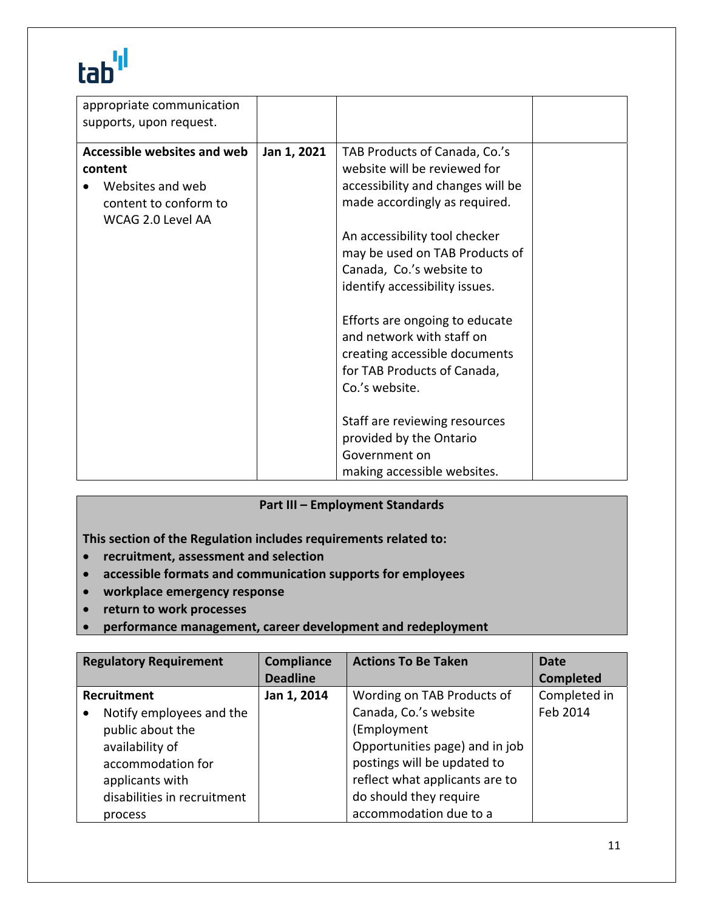| | | | |
|---|---|---|---|
| appropriate communication supports, upon request. | | | |
| **Accessible websites and web content**<br>• Websites and web content to conform to WCAG 2.0 Level AA | **Jan 1, 2021** | TAB Products of Canada, Co.'s website will be reviewed for accessibility and changes will be made accordingly as required.<br><br>An accessibility tool checker may be used on TAB Products of Canada, Co.'s website to identify accessibility issues.<br><br>Efforts are ongoing to educate and network with staff on creating accessible documents for TAB Products of Canada, Co.'s website.<br><br>Staff are reviewing resources provided by the Ontario Government on making accessible websites. | |

**Part III – Employment Standards**

**This section of the Regulation includes requirements related to:**

- **recruitment, assessment and selection**
- **accessible formats and communication supports for employees**
- **workplace emergency response**
- **return to work processes**
- **performance management, career development and redeployment**

| Regulatory Requirement | Compliance Deadline | Actions To Be Taken | Date Completed |
|---|---|---|---|
| **Recruitment**<br>• Notify employees and the public about the availability of accommodation for applicants with disabilities in recruitment process | **Jan 1, 2014** | Wording on TAB Products of Canada, Co.'s website (Employment Opportunities page) and in job postings will be updated to reflect what applicants are to do should they require accommodation due to a | Completed in Feb 2014 |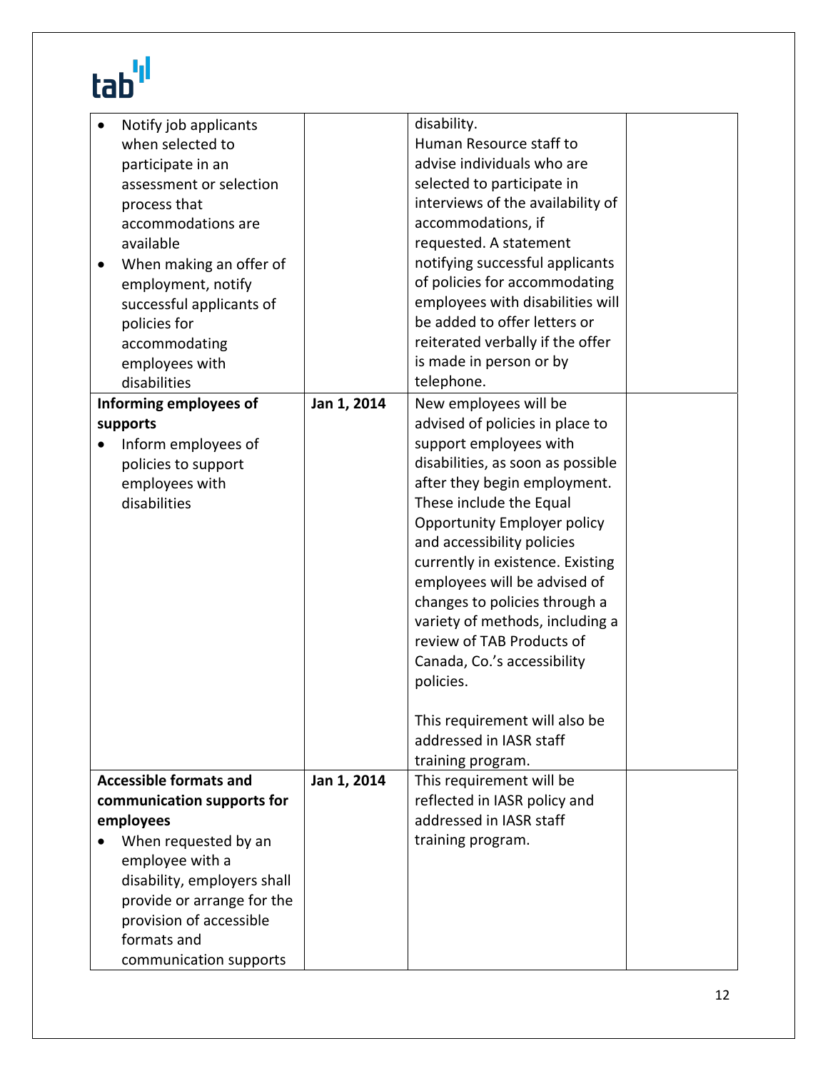| | | | |
|---|---|---|---|
| • Notify job applicants when selected to participate in an assessment or selection process that accommodations are available<br>• When making an offer of employment, notify successful applicants of policies for accommodating employees with disabilities | | disability.<br>Human Resource staff to advise individuals who are selected to participate in interviews of the availability of accommodations, if requested. A statement notifying successful applicants of policies for accommodating employees with disabilities will be added to offer letters or reiterated verbally if the offer is made in person or by telephone. | |
| **Informing employees of supports**<br>• Inform employees of policies to support employees with disabilities | **Jan 1, 2014** | New employees will be advised of policies in place to support employees with disabilities, as soon as possible after they begin employment. These include the Equal Opportunity Employer policy and accessibility policies currently in existence. Existing employees will be advised of changes to policies through a variety of methods, including a review of TAB Products of Canada, Co.'s accessibility policies.<br><br>This requirement will also be addressed in IASR staff training program. | |
| **Accessible formats and communication supports for employees**<br>• When requested by an employee with a disability, employers shall provide or arrange for the provision of accessible formats and communication supports | **Jan 1, 2014** | This requirement will be reflected in IASR policy and addressed in IASR staff training program. | |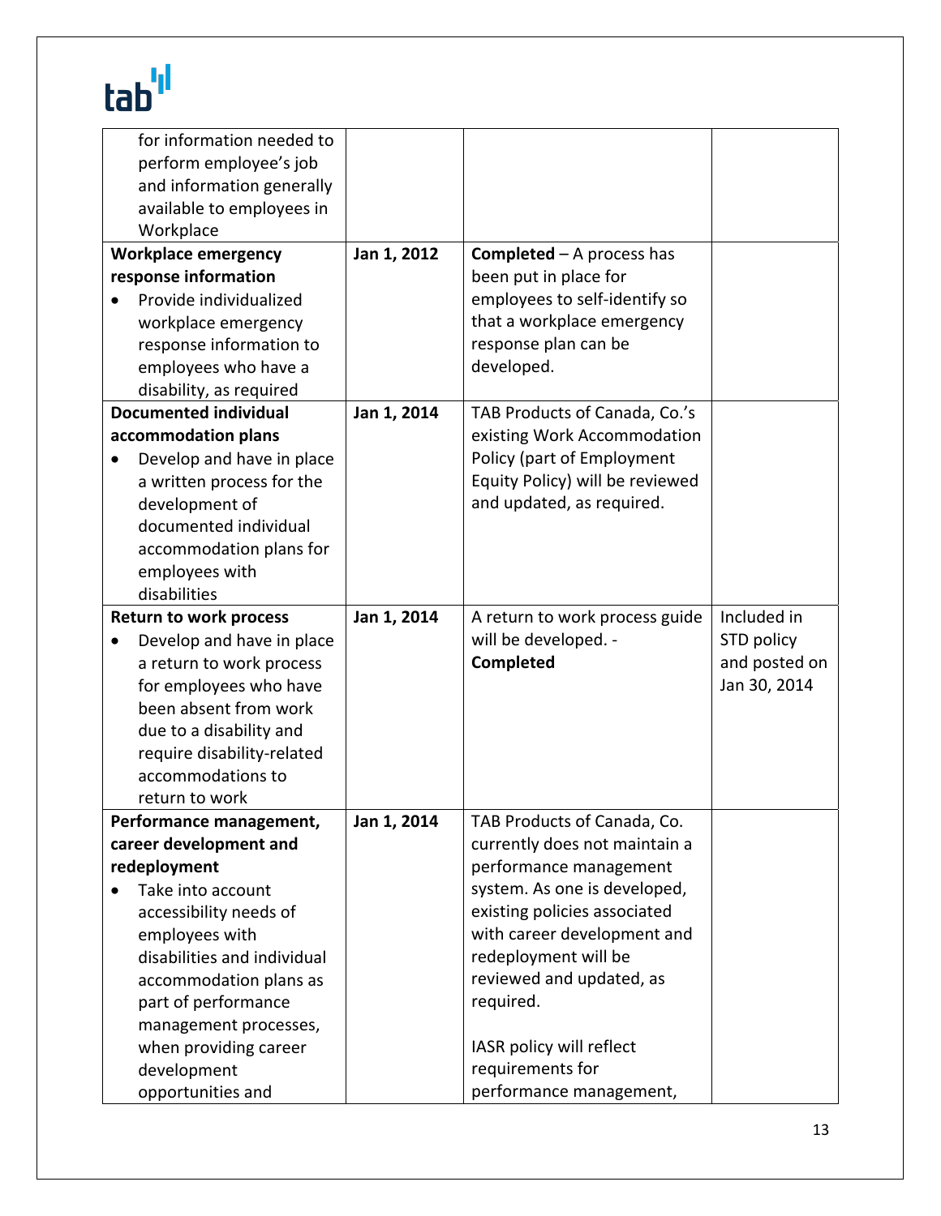| | | | |
|---|---|---|---|
| for information needed to perform employee's job and information generally available to employees in Workplace | | | |
| **Workplace emergency response information**<br>• Provide individualized workplace emergency response information to employees who have a disability, as required | **Jan 1, 2012** | **Completed** – A process has been put in place for employees to self-identify so that a workplace emergency response plan can be developed. | |
| **Documented individual accommodation plans**<br>• Develop and have in place a written process for the development of documented individual accommodation plans for employees with disabilities | **Jan 1, 2014** | TAB Products of Canada, Co.'s existing Work Accommodation Policy (part of Employment Equity Policy) will be reviewed and updated, as required. | |
| **Return to work process**<br>• Develop and have in place a return to work process for employees who have been absent from work due to a disability and require disability-related accommodations to return to work | **Jan 1, 2014** | A return to work process guide will be developed. - **Completed** | Included in STD policy and posted on Jan 30, 2014 |
| **Performance management, career development and redeployment**<br>• Take into account accessibility needs of employees with disabilities and individual accommodation plans as part of performance management processes, when providing career development opportunities and | **Jan 1, 2014** | TAB Products of Canada, Co. currently does not maintain a performance management system. As one is developed, existing policies associated with career development and redeployment will be reviewed and updated, as required.<br><br>IASR policy will reflect requirements for performance management, | |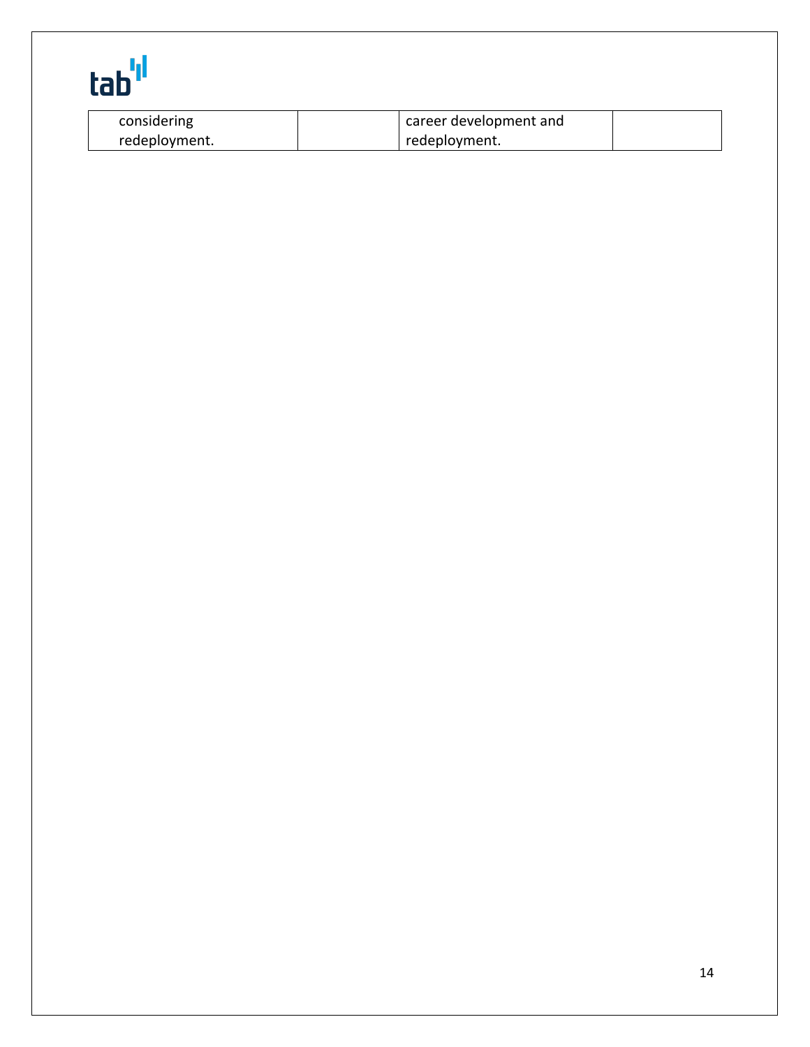| considering redeployment. | | career development and redeployment. | |
| --- | --- | --- | --- |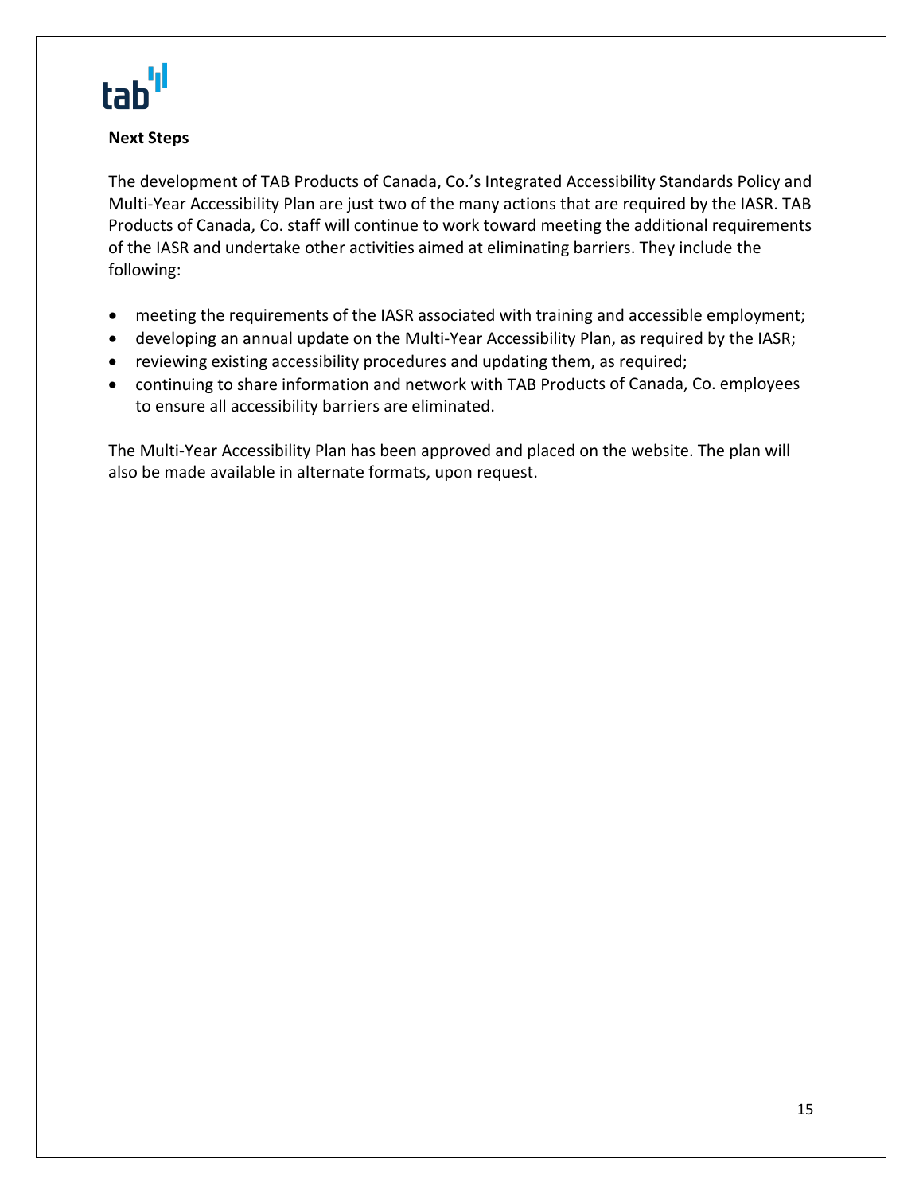## Next Steps

The development of TAB Products of Canada, Co.'s Integrated Accessibility Standards Policy and Multi-Year Accessibility Plan are just two of the many actions that are required by the IASR. TAB Products of Canada, Co. staff will continue to work toward meeting the additional requirements of the IASR and undertake other activities aimed at eliminating barriers. They include the following:

- meeting the requirements of the IASR associated with training and accessible employment;
- developing an annual update on the Multi-Year Accessibility Plan, as required by the IASR;
- reviewing existing accessibility procedures and updating them, as required;
- continuing to share information and network with TAB Products of Canada, Co. employees to ensure all accessibility barriers are eliminated.

The Multi-Year Accessibility Plan has been approved and placed on the website. The plan will also be made available in alternate formats, upon request.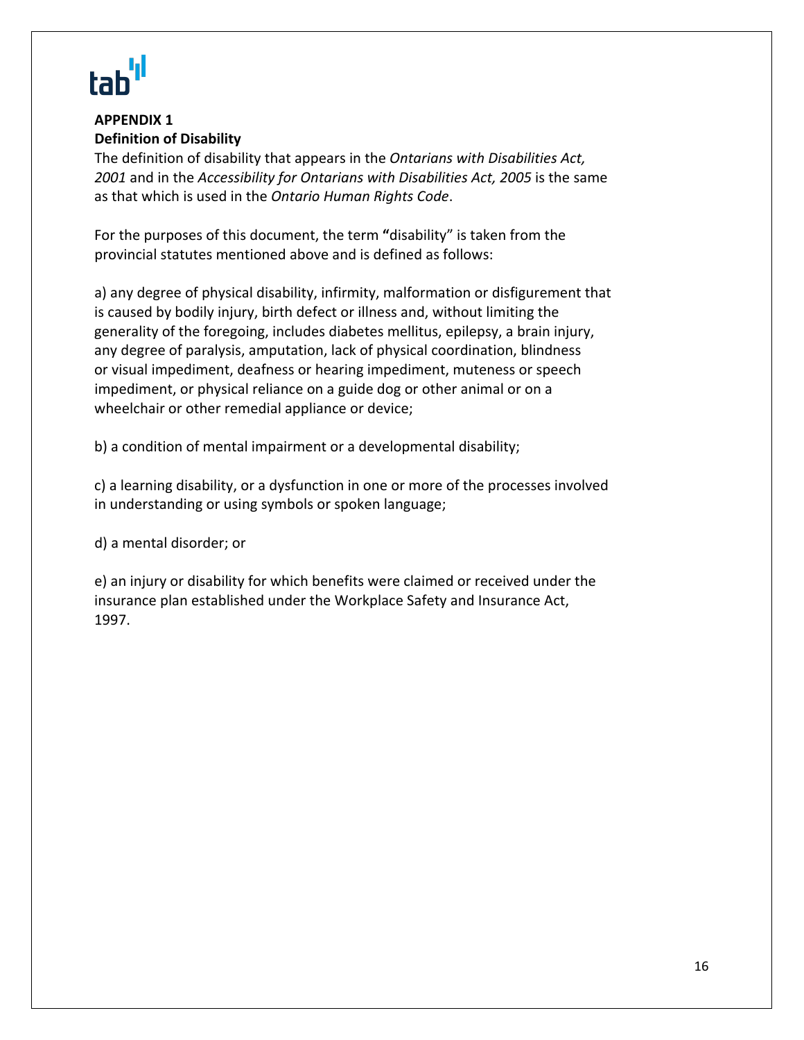## APPENDIX 1
### Definition of Disability

The definition of disability that appears in the *Ontarians with Disabilities Act, 2001* and in the *Accessibility for Ontarians with Disabilities Act, 2005* is the same as that which is used in the *Ontario Human Rights Code*.

For the purposes of this document, the term "disability" is taken from the provincial statutes mentioned above and is defined as follows:

a) any degree of physical disability, infirmity, malformation or disfigurement that is caused by bodily injury, birth defect or illness and, without limiting the generality of the foregoing, includes diabetes mellitus, epilepsy, a brain injury, any degree of paralysis, amputation, lack of physical coordination, blindness or visual impediment, deafness or hearing impediment, muteness or speech impediment, or physical reliance on a guide dog or other animal or on a wheelchair or other remedial appliance or device;

b) a condition of mental impairment or a developmental disability;

c) a learning disability, or a dysfunction in one or more of the processes involved in understanding or using symbols or spoken language;

d) a mental disorder; or

e) an injury or disability for which benefits were claimed or received under the insurance plan established under the Workplace Safety and Insurance Act, 1997.